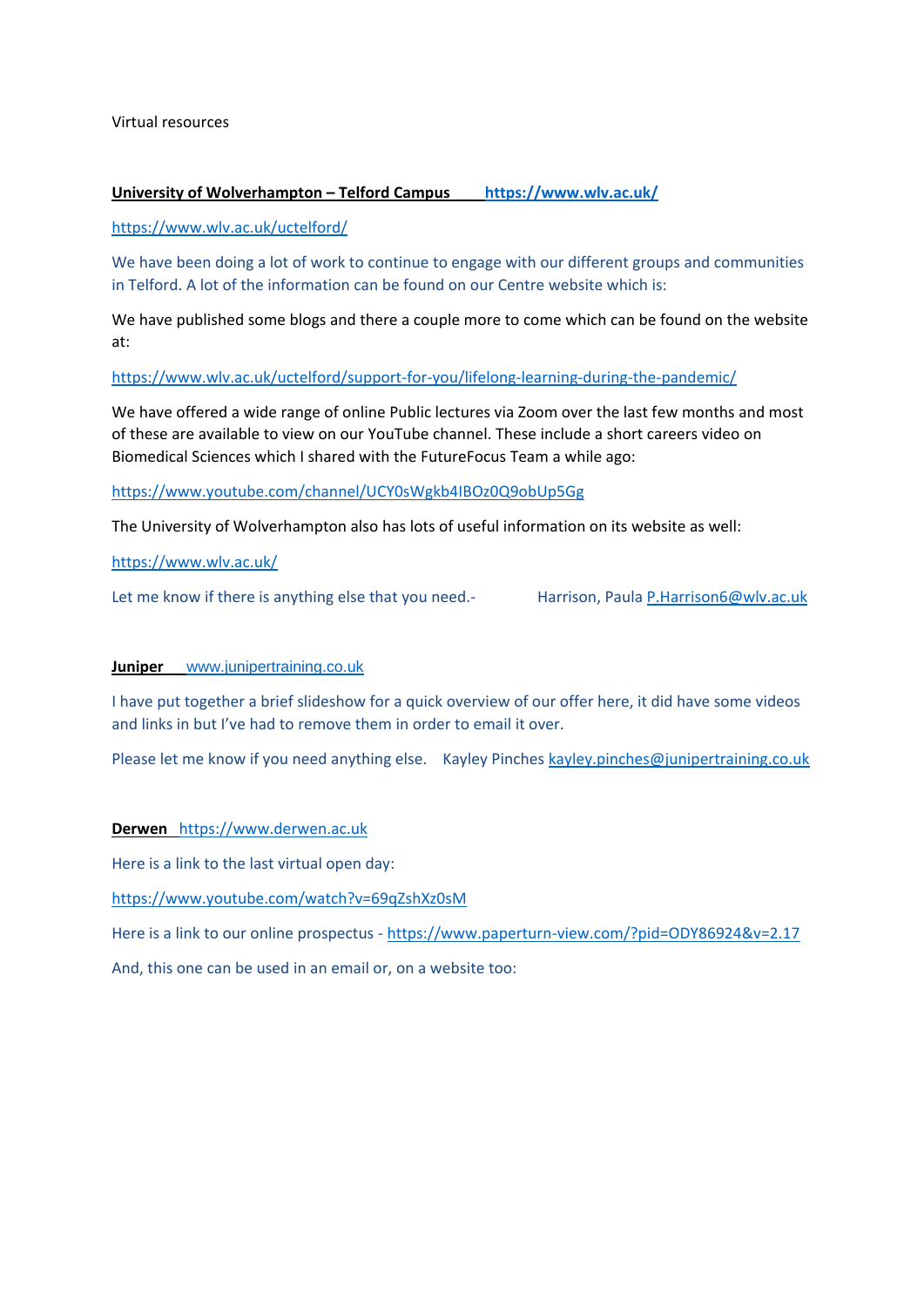Virtual resources

**University of Wolverhampton – Telford Campus** **https://www.wlv.ac.uk/**

https://www.wlv.ac.uk/uctelford/

We have been doing a lot of work to continue to engage with our different groups and communities in Telford. A lot of the information can be found on our Centre website which is:

We have published some blogs and there a couple more to come which can be found on the website at:

https://www.wlv.ac.uk/uctelford/support-for-you/lifelong-learning-during-the-pandemic/

We have offered a wide range of online Public lectures via Zoom over the last few months and most of these are available to view on our YouTube channel. These include a short careers video on Biomedical Sciences which I shared with the FutureFocus Team a while ago:

https://www.youtube.com/channel/UCY0sWgkb4IBOz0Q9obUp5Gg

The University of Wolverhampton also has lots of useful information on its website as well:

https://www.wlv.ac.uk/

Let me know if there is anything else that you need.- Harrison, Paula P.Harrison6@wlv.ac.uk

**Juniper** www.junipertraining.co.uk

I have put together a brief slideshow for a quick overview of our offer here, it did have some videos and links in but I've had to remove them in order to email it over.

Please let me know if you need anything else. Kayley Pinches kayley.pinches@junipertraining.co.uk

**Derwen** https://www.derwen.ac.uk

Here is a link to the last virtual open day:

https://www.youtube.com/watch?v=69qZshXz0sM

Here is a link to our online prospectus - https://www.paperturn-view.com/?pid=ODY86924&v=2.17

And, this one can be used in an email or, on a website too: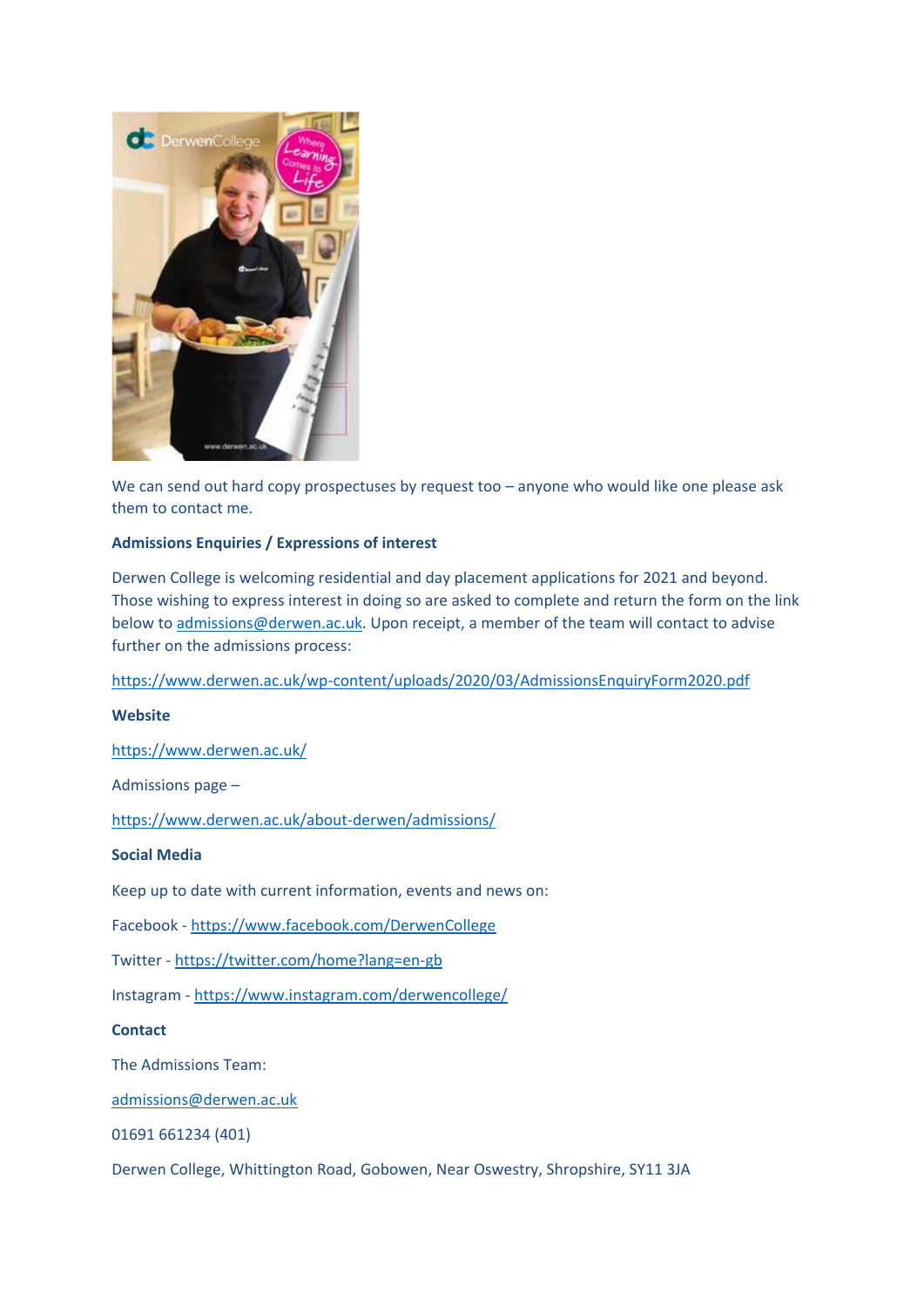We can send out hard copy prospectuses by request too – anyone who would like one please ask them to contact me.

**Admissions Enquiries / Expressions of interest**

Derwen College is welcoming residential and day placement applications for 2021 and beyond. Those wishing to express interest in doing so are asked to complete and return the form on the link below to admissions@derwen.ac.uk. Upon receipt, a member of the team will contact to advise further on the admissions process:

https://www.derwen.ac.uk/wp-content/uploads/2020/03/AdmissionsEnquiryForm2020.pdf

**Website**

https://www.derwen.ac.uk/

Admissions page –

https://www.derwen.ac.uk/about-derwen/admissions/

**Social Media**

Keep up to date with current information, events and news on:

Facebook - https://www.facebook.com/DerwenCollege

Twitter - https://twitter.com/home?lang=en-gb

Instagram - https://www.instagram.com/derwencollege/

**Contact**

The Admissions Team:

admissions@derwen.ac.uk

01691 661234 (401)

Derwen College, Whittington Road, Gobowen, Near Oswestry, Shropshire, SY11 3JA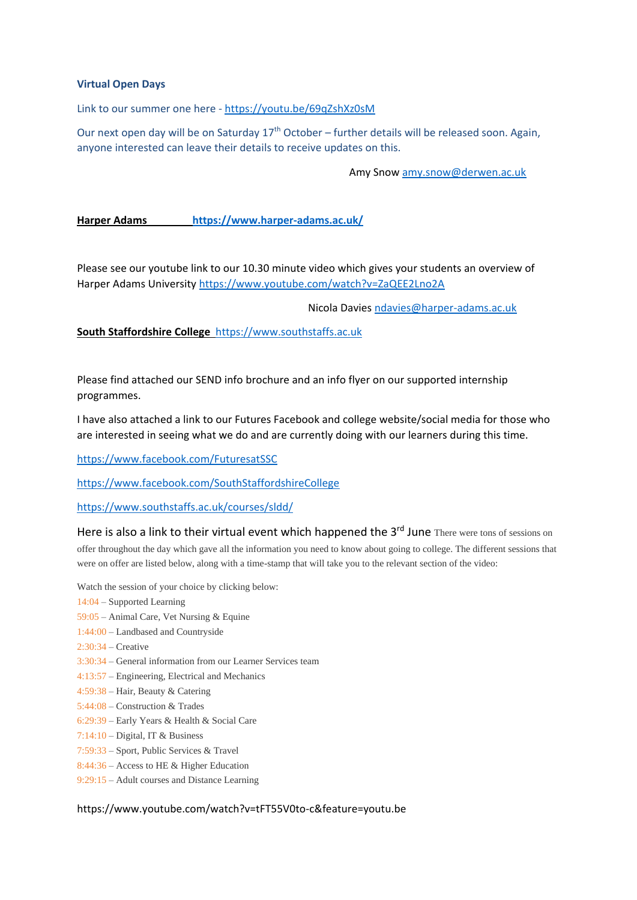**Virtual Open Days**

Link to our summer one here - https://youtu.be/69qZshXz0sM

Our next open day will be on Saturday 17th October – further details will be released soon. Again, anyone interested can leave their details to receive updates on this.

Amy Snow amy.snow@derwen.ac.uk

**Harper Adams** **https://www.harper-adams.ac.uk/**

Please see our youtube link to our 10.30 minute video which gives your students an overview of Harper Adams University https://www.youtube.com/watch?v=ZaQEE2Lno2A

Nicola Davies ndavies@harper-adams.ac.uk

**South Staffordshire College** https://www.southstaffs.ac.uk

Please find attached our SEND info brochure and an info flyer on our supported internship programmes.

I have also attached a link to our Futures Facebook and college website/social media for those who are interested in seeing what we do and are currently doing with our learners during this time.

https://www.facebook.com/FuturesatSSC

https://www.facebook.com/SouthStaffordshireCollege

https://www.southstaffs.ac.uk/courses/sldd/

Here is also a link to their virtual event which happened the 3rd June There were tons of sessions on offer throughout the day which gave all the information you need to know about going to college. The different sessions that were on offer are listed below, along with a time-stamp that will take you to the relevant section of the video:

Watch the session of your choice by clicking below:

14:04 – Supported Learning
59:05 – Animal Care, Vet Nursing & Equine
1:44:00 – Landbased and Countryside
2:30:34 – Creative
3:30:34 – General information from our Learner Services team
4:13:57 – Engineering, Electrical and Mechanics
4:59:38 – Hair, Beauty & Catering
5:44:08 – Construction & Trades
6:29:39 – Early Years & Health & Social Care
7:14:10 – Digital, IT & Business
7:59:33 – Sport, Public Services & Travel
8:44:36 – Access to HE & Higher Education
9:29:15 – Adult courses and Distance Learning

https://www.youtube.com/watch?v=tFT55V0to-c&feature=youtu.be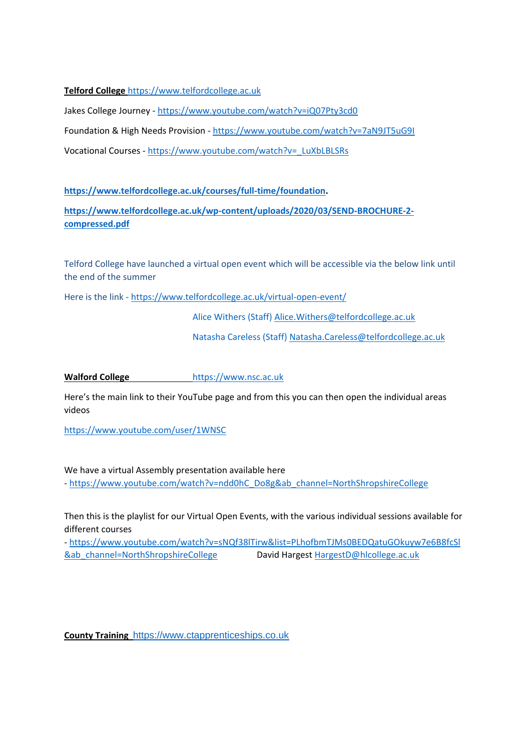**Telford College** https://www.telfordcollege.ac.uk

Jakes College Journey - https://www.youtube.com/watch?v=iQ07Pty3cd0

Foundation & High Needs Provision - https://www.youtube.com/watch?v=7aN9JT5uG9I

Vocational Courses - https://www.youtube.com/watch?v=_LuXbLBLSRs

**https://www.telfordcollege.ac.uk/courses/full-time/foundation.**

**https://www.telfordcollege.ac.uk/wp-content/uploads/2020/03/SEND-BROCHURE-2-compressed.pdf**

Telford College have launched a virtual open event which will be accessible via the below link until the end of the summer

Here is the link - https://www.telfordcollege.ac.uk/virtual-open-event/

Alice Withers (Staff) Alice.Withers@telfordcollege.ac.uk

Natasha Careless (Staff) Natasha.Careless@telfordcollege.ac.uk

**Walford College** https://www.nsc.ac.uk

Here's the main link to their YouTube page and from this you can then open the individual areas videos

https://www.youtube.com/user/1WNSC

We have a virtual Assembly presentation available here
- https://www.youtube.com/watch?v=ndd0hC_Do8g&ab_channel=NorthShropshireCollege

Then this is the playlist for our Virtual Open Events, with the various individual sessions available for different courses
- https://www.youtube.com/watch?v=sNQf38lTirw&list=PLhofbmTJMs0BEDQatuGOkuyw7e6B8fcSl&ab_channel=NorthShropshireCollege David Hargest HargestD@hlcollege.ac.uk

**County Training** https://www.ctapprenticeships.co.uk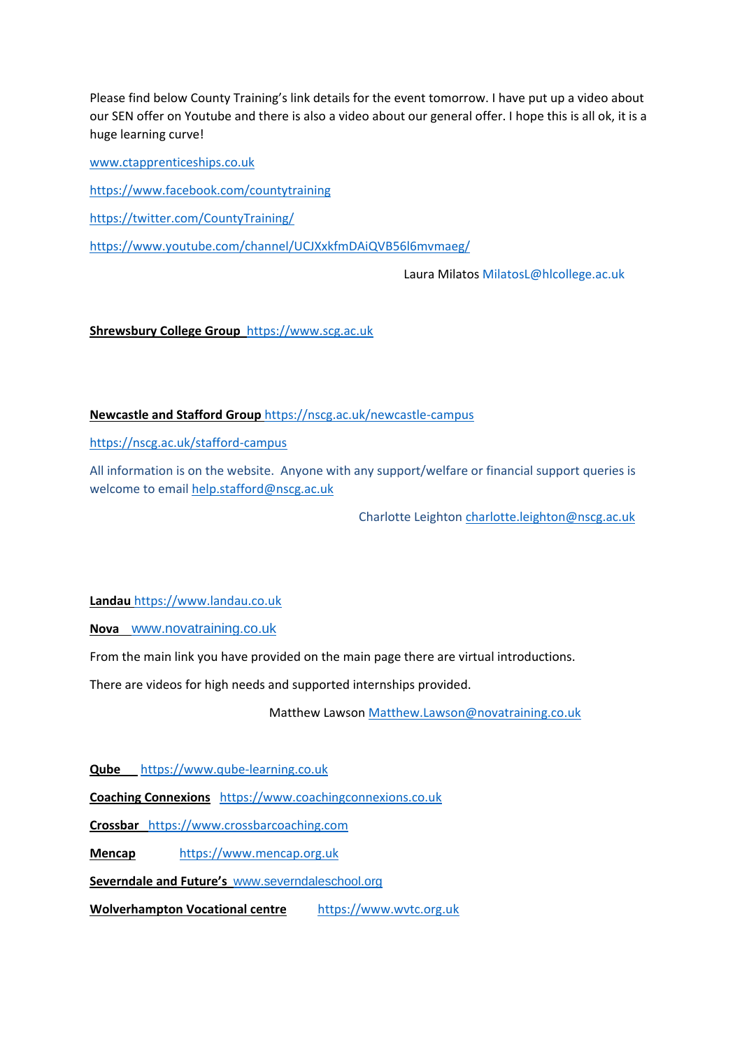Please find below County Training's link details for the event tomorrow. I have put up a video about our SEN offer on Youtube and there is also a video about our general offer. I hope this is all ok, it is a huge learning curve!

www.ctapprenticeships.co.uk

https://www.facebook.com/countytraining

https://twitter.com/CountyTraining/

https://www.youtube.com/channel/UCJXxkfmDAiQVB56l6mvmaeg/

Laura Milatos MilatosL@hlcollege.ac.uk

**Shrewsbury College Group** https://www.scg.ac.uk

**Newcastle and Stafford Group** https://nscg.ac.uk/newcastle-campus

https://nscg.ac.uk/stafford-campus

All information is on the website. Anyone with any support/welfare or financial support queries is welcome to email help.stafford@nscg.ac.uk

Charlotte Leighton charlotte.leighton@nscg.ac.uk

**Landau** https://www.landau.co.uk

**Nova** www.novatraining.co.uk

From the main link you have provided on the main page there are virtual introductions.

There are videos for high needs and supported internships provided.

Matthew Lawson Matthew.Lawson@novatraining.co.uk

**Qube** https://www.qube-learning.co.uk

**Coaching Connexions** https://www.coachingconnexions.co.uk

**Crossbar** https://www.crossbarcoaching.com

**Mencap** https://www.mencap.org.uk

**Severndale and Future's** www.severndaleschool.org

**Wolverhampton Vocational centre** https://www.wvtc.org.uk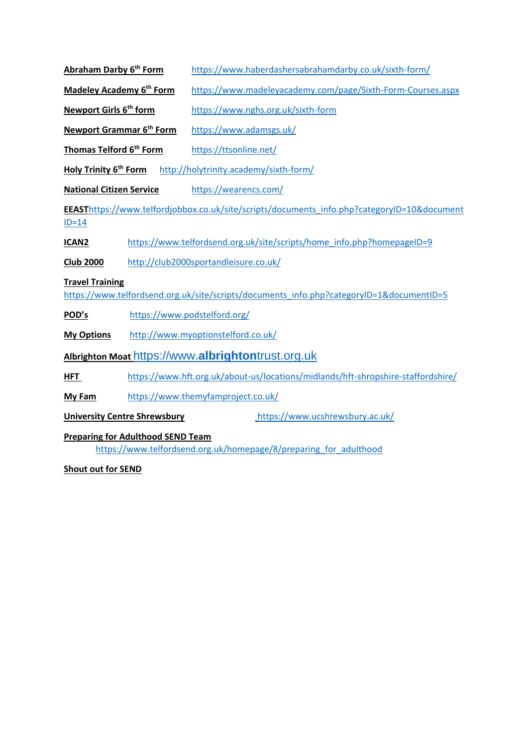**Abraham Darby 6th Form** https://www.haberdashersabrahamdarby.co.uk/sixth-form/

**Madeley Academy 6th Form** https://www.madeleyacademy.com/page/Sixth-Form-Courses.aspx

**Newport Girls 6th form** https://www.nghs.org.uk/sixth-form

**Newport Grammar 6th Form** https://www.adamsgs.uk/

**Thomas Telford 6th Form** https://ttsonline.net/

**Holy Trinity 6th Form** http://holytrinity.academy/sixth-form/

**National Citizen Service** https://wearencs.com/

**EEAST** https://www.telfordjobbox.co.uk/site/scripts/documents_info.php?categoryID=10&documentID=14

**ICAN2** https://www.telfordsend.org.uk/site/scripts/home_info.php?homepageID=9

**Club 2000** http://club2000sportandleisure.co.uk/

**Travel Training**
https://www.telfordsend.org.uk/site/scripts/documents_info.php?categoryID=1&documentID=5

**POD's** https://www.podstelford.org/

**My Options** http://www.myoptionstelford.co.uk/

**Albrighton Moat** https://www.albrightontrust.org.uk

**HFT** https://www.hft.org.uk/about-us/locations/midlands/hft-shropshire-staffordshire/

**My Fam** https://www.themyfamproject.co.uk/

**University Centre Shrewsbury** https://www.ucshrewsbury.ac.uk/

**Preparing for Adulthood SEND Team**
https://www.telfordsend.org.uk/homepage/8/preparing_for_adulthood

**Shout out for SEND**